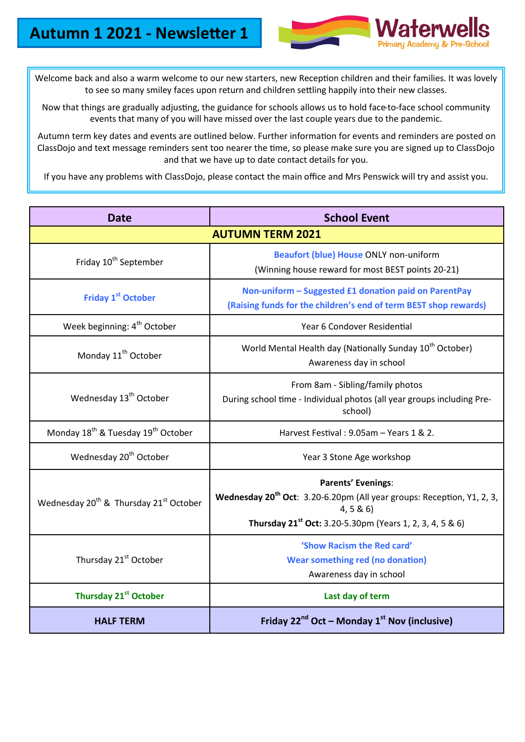# Autumn 1 2021 - Newsletter 1

Waterwells Primary Academy & Pre-School

Welcome back and also a warm welcome to our new starters, new Reception children and their families. It was lovely to see so many smiley faces upon return and children settling happily into their new classes.

Now that things are gradually adjusting, the guidance for schools allows us to hold face-to-face school community events that many of you will have missed over the last couple years due to the pandemic.

Autumn term key dates and events are outlined below. Further information for events and reminders are posted on ClassDojo and text message reminders sent too nearer the time, so please make sure you are signed up to ClassDojo and that we have up to date contact details for you.

If you have any problems with ClassDojo, please contact the main office and Mrs Penswick will try and assist you.

| Date | School Event |
|---|---|
| **AUTUMN TERM 2021** | |
| Friday 10th September | **Beaufort (blue) House** ONLY non-uniform<br>(Winning house reward for most BEST points 20-21) |
| **Friday 1st October** | **Non-uniform – Suggested £1 donation paid on ParentPay**<br>**(Raising funds for the children's end of term BEST shop rewards)** |
| Week beginning: 4th October | Year 6 Condover Residential |
| Monday 11th October | World Mental Health day (Nationally Sunday 10th October)<br>Awareness day in school |
| Wednesday 13th October | From 8am - Sibling/family photos<br>During school time - Individual photos (all year groups including Pre-school) |
| Monday 18th & Tuesday 19th October | Harvest Festival : 9.05am – Years 1 & 2. |
| Wednesday 20th October | Year 3 Stone Age workshop |
| Wednesday 20th & Thursday 21st October | **Parents' Evenings**:<br>**Wednesday 20th Oct**: 3.20-6.20pm (All year groups: Reception, Y1, 2, 3, 4, 5 & 6)<br>**Thursday 21st Oct:** 3.20-5.30pm (Years 1, 2, 3, 4, 5 & 6) |
| Thursday 21st October | **'Show Racism the Red card'**<br>**Wear something red (no donation)**<br>Awareness day in school |
| **Thursday 21st October** | **Last day of term** |
| **HALF TERM** | **Friday 22nd Oct – Monday 1st Nov (inclusive)** |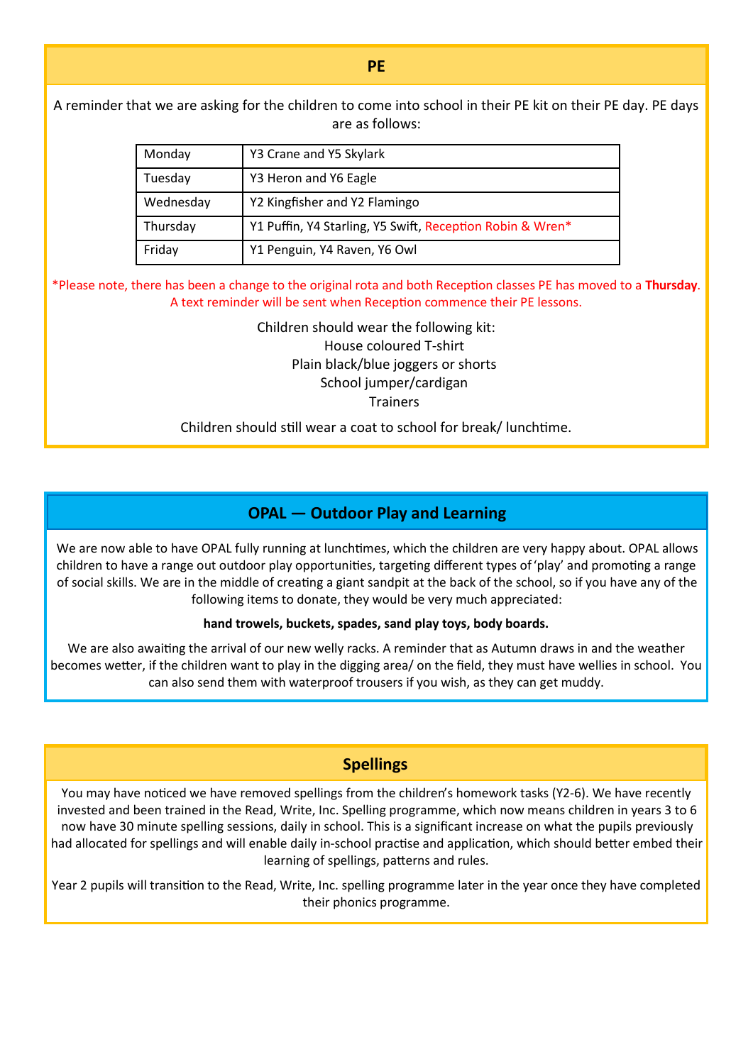## PE

A reminder that we are asking for the children to come into school in their PE kit on their PE day. PE days are as follows:

| Day | Classes |
|---|---|
| Monday | Y3 Crane and Y5 Skylark |
| Tuesday | Y3 Heron and Y6 Eagle |
| Wednesday | Y2 Kingfisher and Y2 Flamingo |
| Thursday | Y1 Puffin, Y4 Starling, Y5 Swift, Reception Robin & Wren* |
| Friday | Y1 Penguin, Y4 Raven, Y6 Owl |

*Please note, there has been a change to the original rota and both Reception classes PE has moved to a **Thursday**. A text reminder will be sent when Reception commence their PE lessons.

Children should wear the following kit:
House coloured T-shirt
Plain black/blue joggers or shorts
School jumper/cardigan
Trainers

Children should still wear a coat to school for break/ lunchtime.

## OPAL — Outdoor Play and Learning

We are now able to have OPAL fully running at lunchtimes, which the children are very happy about. OPAL allows children to have a range out outdoor play opportunities, targeting different types of 'play' and promoting a range of social skills. We are in the middle of creating a giant sandpit at the back of the school, so if you have any of the following items to donate, they would be very much appreciated:

**hand trowels, buckets, spades, sand play toys, body boards.**

We are also awaiting the arrival of our new welly racks. A reminder that as Autumn draws in and the weather becomes wetter, if the children want to play in the digging area/ on the field, they must have wellies in school. You can also send them with waterproof trousers if you wish, as they can get muddy.

## Spellings

You may have noticed we have removed spellings from the children's homework tasks (Y2-6). We have recently invested and been trained in the Read, Write, Inc. Spelling programme, which now means children in years 3 to 6 now have 30 minute spelling sessions, daily in school. This is a significant increase on what the pupils previously had allocated for spellings and will enable daily in-school practise and application, which should better embed their learning of spellings, patterns and rules.

Year 2 pupils will transition to the Read, Write, Inc. spelling programme later in the year once they have completed their phonics programme.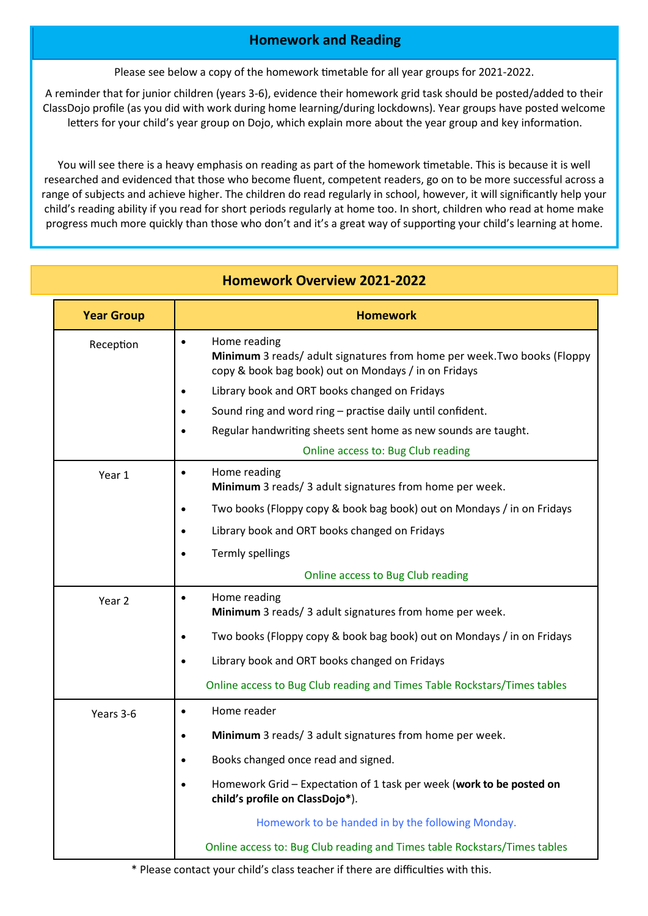## Homework and Reading

Please see below a copy of the homework timetable for all year groups for 2021-2022.

A reminder that for junior children (years 3-6), evidence their homework grid task should be posted/added to their ClassDojo profile (as you did with work during home learning/during lockdowns). Year groups have posted welcome letters for your child's year group on Dojo, which explain more about the year group and key information.

You will see there is a heavy emphasis on reading as part of the homework timetable. This is because it is well researched and evidenced that those who become fluent, competent readers, go on to be more successful across a range of subjects and achieve higher. The children do read regularly in school, however, it will significantly help your child's reading ability if you read for short periods regularly at home too. In short, children who read at home make progress much more quickly than those who don't and it's a great way of supporting your child's learning at home.

## Homework Overview 2021-2022

| Year Group | Homework |
|---|---|
| Reception | • Home reading<br>**Minimum** 3 reads/ adult signatures from home per week.Two books (Floppy copy & book bag book) out on Mondays / in on Fridays<br>• Library book and ORT books changed on Fridays<br>• Sound ring and word ring – practise daily until confident.<br>• Regular handwriting sheets sent home as new sounds are taught.<br>Online access to: Bug Club reading |
| Year 1 | • Home reading<br>**Minimum** 3 reads/ 3 adult signatures from home per week.<br>• Two books (Floppy copy & book bag book) out on Mondays / in on Fridays<br>• Library book and ORT books changed on Fridays<br>• Termly spellings<br>Online access to Bug Club reading |
| Year 2 | • Home reading<br>**Minimum** 3 reads/ 3 adult signatures from home per week.<br>• Two books (Floppy copy & book bag book) out on Mondays / in on Fridays<br>• Library book and ORT books changed on Fridays<br>Online access to Bug Club reading and Times Table Rockstars/Times tables |
| Years 3-6 | • Home reader<br>• **Minimum** 3 reads/ 3 adult signatures from home per week.<br>• Books changed once read and signed.<br>• Homework Grid – Expectation of 1 task per week (**work to be posted on child's profile on ClassDojo***).<br>Homework to be handed in by the following Monday.<br>Online access to: Bug Club reading and Times table Rockstars/Times tables |

\* Please contact your child's class teacher if there are difficulties with this.